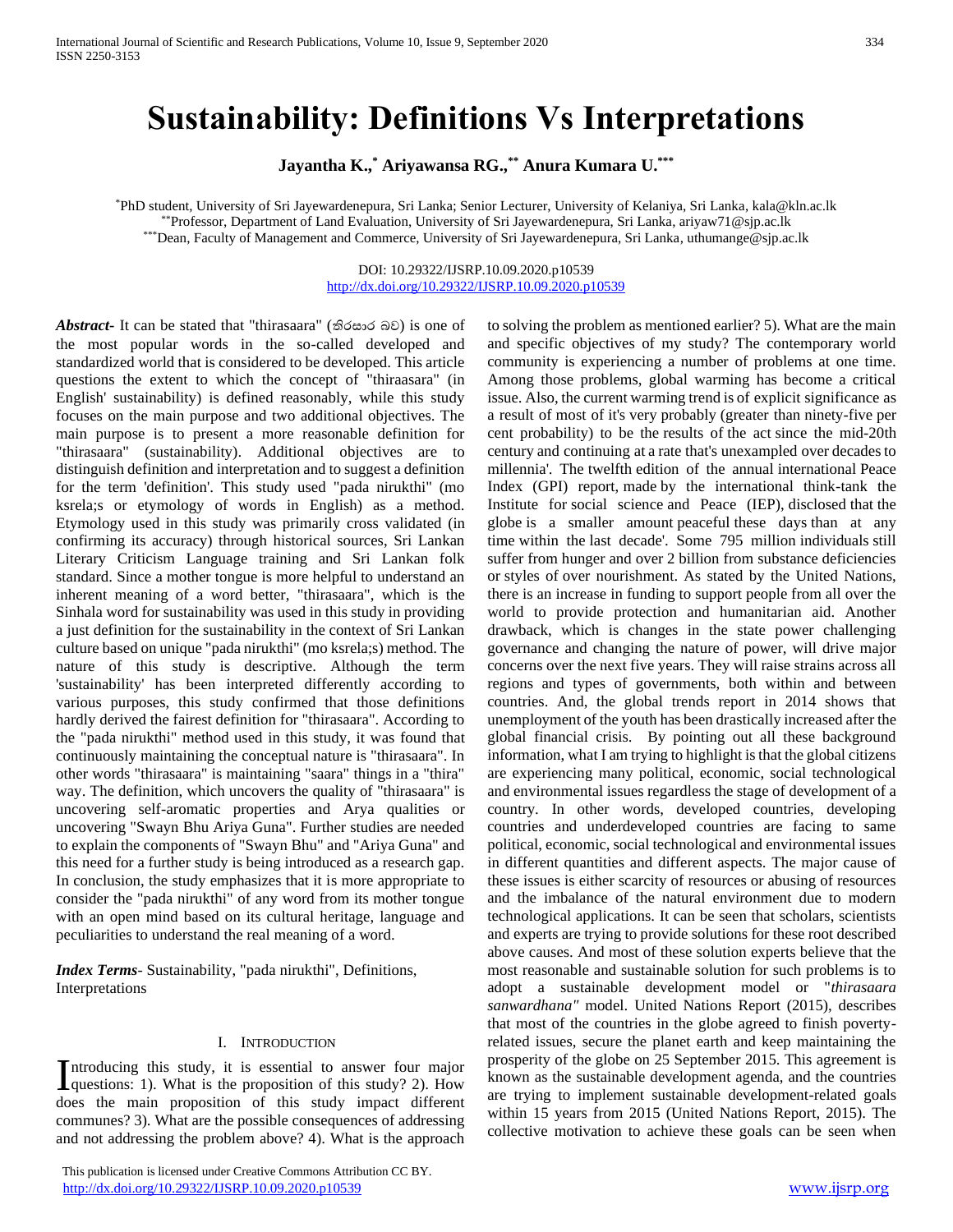# Sustainability: Definitions Vs Interpretations

**Jayantha K.,[*] Ariyawansa RG.,[**] Anura Kumara U.[***]**

[*]PhD student, University of Sri Jayewardenepura, Sri Lanka; Senior Lecturer, University of Kelaniya, Sri Lanka, kala@kln.ac.lk
[**]Professor, Department of Land Evaluation, University of Sri Jayewardenepura, Sri Lanka, ariyaw71@sjp.ac.lk
[***]Dean, Faculty of Management and Commerce, University of Sri Jayewardenepura, Sri Lanka, uthumange@sjp.ac.lk

DOI: 10.29322/IJSRP.10.09.2020.p10539
http://dx.doi.org/10.29322/IJSRP.10.09.2020.p10539

***Abstract***- It can be stated that "thirasaara" (තිරසාර බව) is one of the most popular words in the so-called developed and standardized world that is considered to be developed. This article questions the extent to which the concept of "thiraasara" (in English' sustainability) is defined reasonably, while this study focuses on the main purpose and two additional objectives. The main purpose is to present a more reasonable definition for "thirasaara" (sustainability). Additional objectives are to distinguish definition and interpretation and to suggest a definition for the term 'definition'. This study used "pada nirukthi" (mo ksrela;s or etymology of words in English) as a method. Etymology used in this study was primarily cross validated (in confirming its accuracy) through historical sources, Sri Lankan Literary Criticism Language training and Sri Lankan folk standard. Since a mother tongue is more helpful to understand an inherent meaning of a word better, "thirasaara", which is the Sinhala word for sustainability was used in this study in providing a just definition for the sustainability in the context of Sri Lankan culture based on unique "pada nirukthi" (mo ksrela;s) method. The nature of this study is descriptive. Although the term 'sustainability' has been interpreted differently according to various purposes, this study confirmed that those definitions hardly derived the fairest definition for "thirasaara". According to the "pada nirukthi" method used in this study, it was found that continuously maintaining the conceptual nature is "thirasaara". In other words "thirasaara" is maintaining "saara" things in a "thira" way. The definition, which uncovers the quality of "thirasaara" is uncovering self-aromatic properties and Arya qualities or uncovering "Swayn Bhu Ariya Guna". Further studies are needed to explain the components of "Swayn Bhu" and "Ariya Guna" and this need for a further study is being introduced as a research gap. In conclusion, the study emphasizes that it is more appropriate to consider the "pada nirukthi" of any word from its mother tongue with an open mind based on its cultural heritage, language and peculiarities to understand the real meaning of a word.

***Index Terms***- Sustainability, "pada nirukthi", Definitions, Interpretations

## I. Introduction

Introducing this study, it is essential to answer four major questions: 1). What is the proposition of this study? 2). How does the main proposition of this study impact different communes? 3). What are the possible consequences of addressing and not addressing the problem above? 4). What is the approach to solving the problem as mentioned earlier? 5). What are the main and specific objectives of my study? The contemporary world community is experiencing a number of problems at one time. Among those problems, global warming has become a critical issue. Also, the current warming trend is of explicit significance as a result of most of it's very probably (greater than ninety-five per cent probability) to be the results of the act since the mid-20th century and continuing at a rate that's unexampled over decades to millennia'. The twelfth edition of the annual international Peace Index (GPI) report, made by the international think-tank the Institute for social science and Peace (IEP), disclosed that the globe is a smaller amount peaceful these days than at any time within the last decade'. Some 795 million individuals still suffer from hunger and over 2 billion from substance deficiencies or styles of over nourishment. As stated by the United Nations, there is an increase in funding to support people from all over the world to provide protection and humanitarian aid. Another drawback, which is changes in the state power challenging governance and changing the nature of power, will drive major concerns over the next five years. They will raise strains across all regions and types of governments, both within and between countries. And, the global trends report in 2014 shows that unemployment of the youth has been drastically increased after the global financial crisis. By pointing out all these background information, what I am trying to highlight is that the global citizens are experiencing many political, economic, social technological and environmental issues regardless the stage of development of a country. In other words, developed countries, developing countries and underdeveloped countries are facing to same political, economic, social technological and environmental issues in different quantities and different aspects. The major cause of these issues is either scarcity of resources or abusing of resources and the imbalance of the natural environment due to modern technological applications. It can be seen that scholars, scientists and experts are trying to provide solutions for these root described above causes. And most of these solution experts believe that the most reasonable and sustainable solution for such problems is to adopt a sustainable development model or "*thirasaara sanwardhana"* model. United Nations Report (2015), describes that most of the countries in the globe agreed to finish poverty-related issues, secure the planet earth and keep maintaining the prosperity of the globe on 25 September 2015. This agreement is known as the sustainable development agenda, and the countries are trying to implement sustainable development-related goals within 15 years from 2015 (United Nations Report, 2015). The collective motivation to achieve these goals can be seen when

This publication is licensed under Creative Commons Attribution CC BY.
http://dx.doi.org/10.29322/IJSRP.10.09.2020.p10539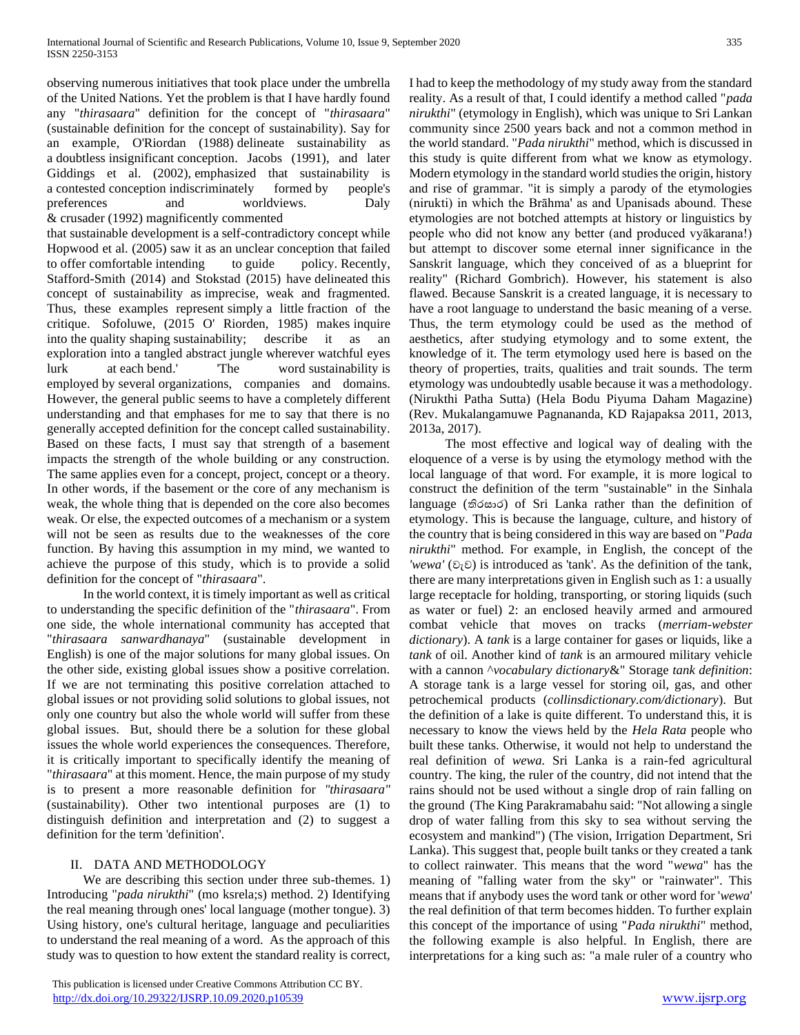observing numerous initiatives that took place under the umbrella of the United Nations. Yet the problem is that I have hardly found any "*thirasaara*" definition for the concept of "*thirasaara*" (sustainable definition for the concept of sustainability). Say for an example, O'Riordan (1988) delineate sustainability as a doubtless insignificant conception. Jacobs (1991), and later Giddings et al. (2002), emphasized that sustainability is a contested conception indiscriminately formed by people's preferences and worldviews. Daly & crusader (1992) magnificently commented that sustainable development is a self-contradictory concept while Hopwood et al. (2005) saw it as an unclear conception that failed to offer comfortable intending to guide policy. Recently, Stafford-Smith (2014) and Stokstad (2015) have delineated this concept of sustainability as imprecise, weak and fragmented. Thus, these examples represent simply a little fraction of the critique. Sofoluwe, (2015 O' Riorden, 1985) makes inquire into the quality shaping sustainability; describe it as an exploration into a tangled abstract jungle wherever watchful eyes lurk at each bend.' 'The word sustainability is employed by several organizations, companies and domains. However, the general public seems to have a completely different understanding and that emphases for me to say that there is no generally accepted definition for the concept called sustainability. Based on these facts, I must say that strength of a basement impacts the strength of the whole building or any construction. The same applies even for a concept, project, concept or a theory. In other words, if the basement or the core of any mechanism is weak, the whole thing that is depended on the core also becomes weak. Or else, the expected outcomes of a mechanism or a system will not be seen as results due to the weaknesses of the core function. By having this assumption in my mind, we wanted to achieve the purpose of this study, which is to provide a solid definition for the concept of "*thirasaara*".

In the world context, it is timely important as well as critical to understanding the specific definition of the "*thirasaara*". From one side, the whole international community has accepted that "*thirasaara sanwardhanaya*" (sustainable development in English) is one of the major solutions for many global issues. On the other side, existing global issues show a positive correlation. If we are not terminating this positive correlation attached to global issues or not providing solid solutions to global issues, not only one country but also the whole world will suffer from these global issues. But, should there be a solution for these global issues the whole world experiences the consequences. Therefore, it is critically important to specifically identify the meaning of "*thirasaara*" at this moment. Hence, the main purpose of my study is to present a more reasonable definition for *"thirasaara"* (sustainability). Other two intentional purposes are (1) to distinguish definition and interpretation and (2) to suggest a definition for the term 'definition'.

## II. Data and Methodology

We are describing this section under three sub-themes. 1) Introducing "*pada nirukthi*" (mo ksrela;s) method. 2) Identifying the real meaning through ones' local language (mother tongue). 3) Using history, one's cultural heritage, language and peculiarities to understand the real meaning of a word. As the approach of this study was to question to how extent the standard reality is correct, I had to keep the methodology of my study away from the standard reality. As a result of that, I could identify a method called "*pada nirukthi*" (etymology in English), which was unique to Sri Lankan community since 2500 years back and not a common method in the world standard. "*Pada nirukthi*" method, which is discussed in this study is quite different from what we know as etymology. Modern etymology in the standard world studies the origin, history and rise of grammar. "it is simply a parody of the etymologies (nirukti) in which the Brāhma' as and Upanisads abound. These etymologies are not botched attempts at history or linguistics by people who did not know any better (and produced vyākarana!) but attempt to discover some eternal inner significance in the Sanskrit language, which they conceived of as a blueprint for reality" (Richard Gombrich). However, his statement is also flawed. Because Sanskrit is a created language, it is necessary to have a root language to understand the basic meaning of a verse. Thus, the term etymology could be used as the method of aesthetics, after studying etymology and to some extent, the knowledge of it. The term etymology used here is based on the theory of properties, traits, qualities and trait sounds. The term etymology was undoubtedly usable because it was a methodology. (Nirukthi Patha Sutta) (Hela Bodu Piyuma Daham Magazine) (Rev. Mukalangamuwe Pagnananda, KD Rajapaksa 2011, 2013, 2013a, 2017).

The most effective and logical way of dealing with the eloquence of a verse is by using the etymology method with the local language of that word. For example, it is more logical to construct the definition of the term "sustainable" in the Sinhala language (තිරසාර) of Sri Lanka rather than the definition of etymology. This is because the language, culture, and history of the country that is being considered in this way are based on "*Pada nirukthi*" method. For example, in English, the concept of the *'wewa'* (වැව) is introduced as 'tank'. As the definition of the tank, there are many interpretations given in English such as 1: a usually large receptacle for holding, transporting, or storing liquids (such as water or fuel) 2: an enclosed heavily armed and armoured combat vehicle that moves on tracks (*merriam-webster dictionary*). A *tank* is a large container for gases or liquids, like a *tank* of oil. Another kind of *tank* is an armoured military vehicle with a cannon ^*vocabulary dictionary*&" Storage *tank definition*: A storage tank is a large vessel for storing oil, gas, and other petrochemical products (*collinsdictionary.com/dictionary*). But the definition of a lake is quite different. To understand this, it is necessary to know the views held by the *Hela Rata* people who built these tanks. Otherwise, it would not help to understand the real definition of *wewa.* Sri Lanka is a rain-fed agricultural country. The king, the ruler of the country, did not intend that the rains should not be used without a single drop of rain falling on the ground (The King Parakramabahu said: "Not allowing a single drop of water falling from this sky to sea without serving the ecosystem and mankind") (The vision, Irrigation Department, Sri Lanka). This suggest that, people built tanks or they created a tank to collect rainwater. This means that the word "*wewa*" has the meaning of "falling water from the sky" or "rainwater". This means that if anybody uses the word tank or other word for '*wewa*' the real definition of that term becomes hidden. To further explain this concept of the importance of using "*Pada nirukthi*" method, the following example is also helpful. In English, there are interpretations for a king such as: "a male ruler of a country who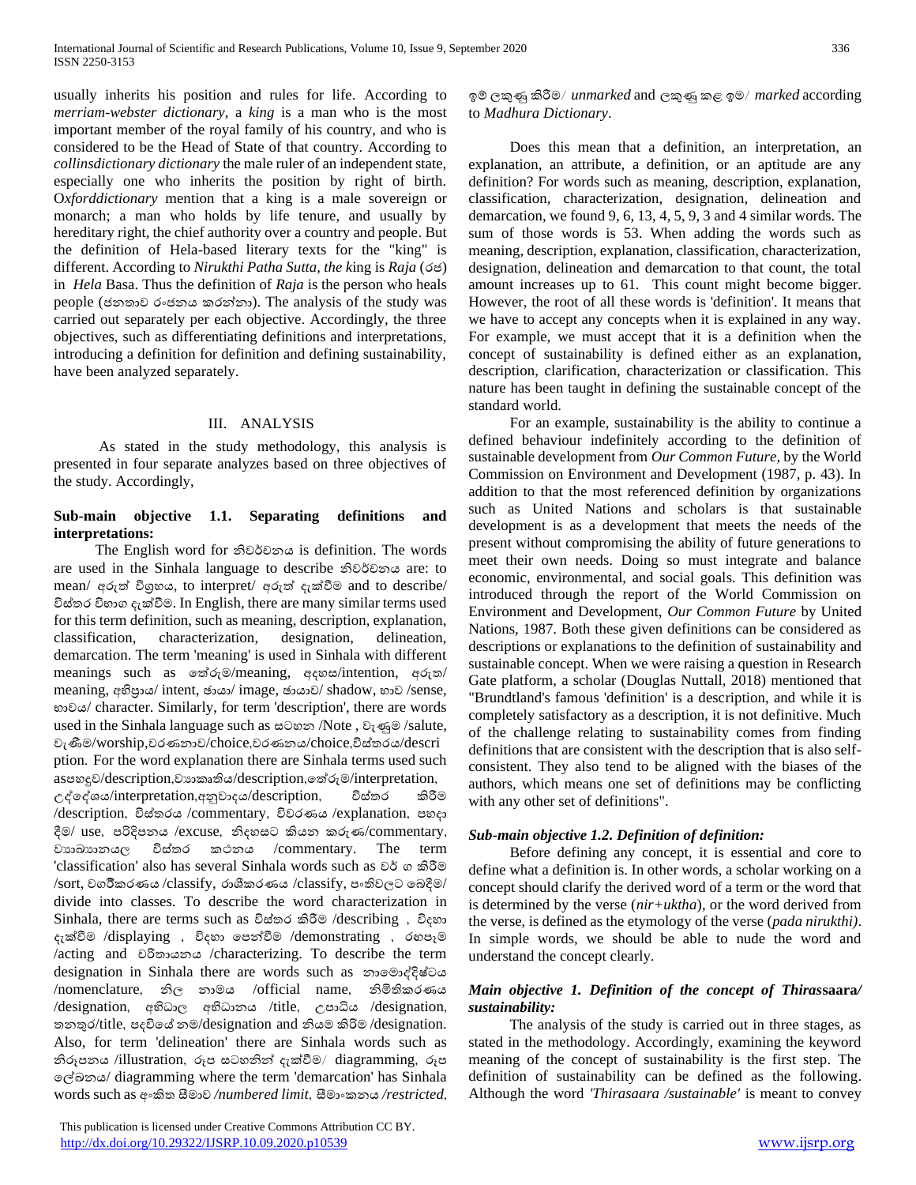usually inherits his position and rules for life. According to *merriam-webster dictionary*, a *king* is a man who is the most important member of the royal family of his country, and who is considered to be the Head of State of that country. According to *collinsdictionary dictionary* the male ruler of an independent state, especially one who inherits the position by right of birth. O*xforddictionary* mention that a king is a male sovereign or monarch; a man who holds by life tenure, and usually by hereditary right, the chief authority over a country and people. But the definition of Hela-based literary texts for the "king" is different. According to *Nirukthi Patha Sutta, the k*ing is *Raja* (රජ) in *Hela* Basa. Thus the definition of *Raja* is the person who heals people (ජනතාව රංජනය කරන්නා). The analysis of the study was carried out separately per each objective. Accordingly, the three objectives, such as differentiating definitions and interpretations, introducing a definition for definition and defining sustainability, have been analyzed separately.

## III. ANALYSIS

As stated in the study methodology, this analysis is presented in four separate analyzes based on three objectives of the study. Accordingly,

**Sub-main objective 1.1. Separating definitions and interpretations:**

The English word for නිර්වචනය is definition. The words are used in the Sinhala language to describe නිර්වචනය are: to mean/ අරුත් විග්‍රහය, to interpret/ අරුත් දැක්වීම and to describe/ විස්තර විභාග දැක්වීම. In English, there are many similar terms used for this term definition, such as meaning, description, explanation, classification, characterization, designation, delineation, demarcation. The term 'meaning' is used in Sinhala with different meanings such as තේරුම/meaning, අදහස/intention, අරුත/ meaning, අභිප්‍රාය/ intent, ඡායා/ image, ඡායාව/ shadow, භාව /sense, භාවය/ character. Similarly, for term 'description', there are words used in the Sinhala language such as සටහන /Note , වැණුම /salute, වැණීම/worship,වරණනාව/choice,වරණනය/choice,විස්තරය/description. For the word explanation there are Sinhala terms used such asපහදුව/description,ව්‍යාකෘතිය/description,තේරුම/interpretation, උද්දේශය/interpretation,අනුවාදය/description, විස්තර කිරීම /description, විස්තරය /commentary, විවරණය /explanation, පහදා දීම/ use, පරිදිපනය /excuse, නිදහසට කියන කරුණ/commentary, ව්‍යාඛ්‍යානයල විස්තර කථනය /commentary. The term 'classification' also has several Sinhala words such as වර් ග කිරීම /sort, වර්ගීකරණය /classify, රාශීකරණය /classify, පංතිවලට බෙදීම/ divide into classes. To describe the word characterization in Sinhala, there are terms such as විස්තර කිරීම /describing , විදහා දැක්වීම /displaying , විදහා පෙන්වීම /demonstrating , රඟපෑම /acting and චරිතායනය /characterizing. To describe the term designation in Sinhala there are words such as නාමොද්දිෂ්ටය /nomenclature, නිල නාමය /official name, නිර්තිකරණය /designation, අභිධාල අභිධානය /title, උපාධිය /designation, තනතුර/title, පදවියේ නම/designation and නියම කිරීම /designation. Also, for term 'delineation' there are Sinhala words such as නිරූපනය /illustration, රූප සටහනින් දැක්වීම/ diagramming, රූප ලේඛනය/ diagramming where the term 'demarcation' has Sinhala words such as අංකිත සීමාව */numbered limit*, සීමාංකනය */restricted*, ඉම් ලකුණු කිරීම/ *unmarked* and ලකුණු කළ ඉම/ *marked* according to *Madhura Dictionary*.

Does this mean that a definition, an interpretation, an explanation, an attribute, a definition, or an aptitude are any definition? For words such as meaning, description, explanation, classification, characterization, designation, delineation and demarcation, we found 9, 6, 13, 4, 5, 9, 3 and 4 similar words. The sum of those words is 53. When adding the words such as meaning, description, explanation, classification, characterization, designation, delineation and demarcation to that count, the total amount increases up to 61. This count might become bigger. However, the root of all these words is 'definition'. It means that we have to accept any concepts when it is explained in any way. For example, we must accept that it is a definition when the concept of sustainability is defined either as an explanation, description, clarification, characterization or classification. This nature has been taught in defining the sustainable concept of the standard world.

For an example, sustainability is the ability to continue a defined behaviour indefinitely according to the definition of sustainable development from *Our Common Future*, by the World Commission on Environment and Development (1987, p. 43). In addition to that the most referenced definition by organizations such as United Nations and scholars is that sustainable development is as a development that meets the needs of the present without compromising the ability of future generations to meet their own needs. Doing so must integrate and balance economic, environmental, and social goals. This definition was introduced through the report of the World Commission on Environment and Development, *Our Common Future* by United Nations, 1987. Both these given definitions can be considered as descriptions or explanations to the definition of sustainability and sustainable concept. When we were raising a question in Research Gate platform, a scholar (Douglas Nuttall, 2018) mentioned that "Brundtland's famous 'definition' is a description, and while it is completely satisfactory as a description, it is not definitive. Much of the challenge relating to sustainability comes from finding definitions that are consistent with the description that is also self-consistent. They also tend to be aligned with the biases of the authors, which means one set of definitions may be conflicting with any other set of definitions".

***Sub-main objective 1.2. Definition of definition:***

Before defining any concept, it is essential and core to define what a definition is. In other words, a scholar working on a concept should clarify the derived word of a term or the word that is determined by the verse (*nir+uktha*), or the word derived from the verse, is defined as the etymology of the verse (*pada nirukthi)*. In simple words, we should be able to nude the word and understand the concept clearly.

***Main objective 1. Definition of the concept of Thiras*saara*/ sustainability:***

The analysis of the study is carried out in three stages, as stated in the methodology. Accordingly, examining the keyword meaning of the concept of sustainability is the first step. The definition of sustainability can be defined as the following. Although the word *'Thirasaara /sustainable'* is meant to convey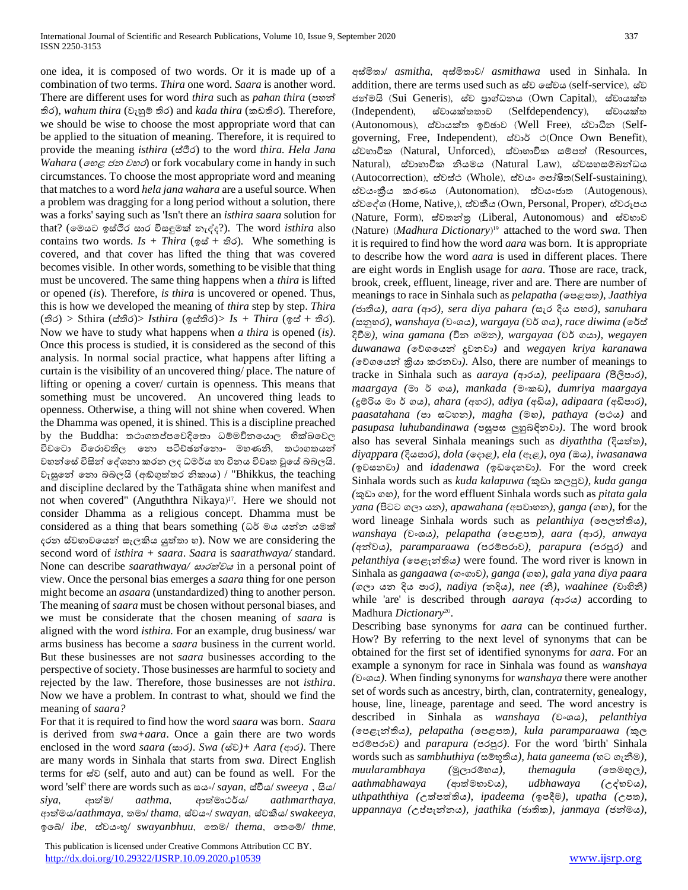one idea, it is composed of two words. Or it is made up of a combination of two terms. *Thira* one word. *Saara* is another word. There are different uses for word *thira* such as *pahan thira* (පහන් තිර), *wahum thira* (වැහුම් තිර) and *kada thira* (කඩතිර). Therefore, we should be wise to choose the most appropriate word that can be applied to the situation of meaning. Therefore, it is required to provide the meaning *isthira* (ස්ථිර) to the word *thira. Hela Jana Wahara* (හෙළ ජන වහර) or fork vocabulary come in handy in such circumstances. To choose the most appropriate word and meaning that matches to a word *hela jana wahara* are a useful source. When a problem was dragging for a long period without a solution, there was a forks' saying such as 'Isn't there an *isthira saara* solution for that? (මෙයට ඉස්ථිර සාර විසඳුමක් නැද්ද?). The word *isthira* also contains two words. *Is + Thira* (ඉස් + තිර). Whe something is covered, and that cover has lifted the thing that was covered becomes visible. In other words, something to be visible that thing must be uncovered. The same thing happens when a *thira* is lifted or opened (*is*). Therefore, *is thira* is uncovered or opened. Thus, this is how we developed the meaning of *thira* step by step. *Thira* (තිර) > Sthira (ස්තිර)> *Isthira* (ඉස්තිර)> *Is + Thira* (ඉස් + තිර). Now we have to study what happens when *a thira* is opened (*is)*. Once this process is studied, it is considered as the second of this analysis. In normal social practice, what happens after lifting a curtain is the visibility of an uncovered thing/ place. The nature of lifting or opening a cover/ curtain is openness. This means that something must be uncovered. An uncovered thing leads to openness. Otherwise, a thing will not shine when covered. When the Dhamma was opened, it is shined. This is a discipline preached by the Buddha: තථාගතප්පවෙදිතො ධම්මවිනයොල භික්ඛවෙල විවටො විරොචතිල නො පටිච්ඡන්නො- මහණනි, තථාගතයන් වහන්සේ විසින් දේශනා කරන ලද ධමර්ය හා විනය විවෘත වූයේ බබලයි. වැසුනේ නො බබලයි (අඞ්ගුත්තර නිකාය) / "Bhikkus, the teaching and discipline declared by the Tathāgata shine when manifest and not when covered" (Anguththra Nikaya)[17]. Here we should not consider Dhamma as a religious concept. Dhamma must be considered as a thing that bears something (ධර් මය යන්න යමක් දරන ස්වභාවයෙන් සැලකිය යුත්තා හ). Now we are considering the second word of *isthira* + *saara*. *Saara* is *saarathwaya/* standard. None can describe *saarathwaya/ සාරත්වය* in a personal point of view. Once the personal bias emerges a *saara* thing for one person might become an *asaara* (unstandardized) thing to another person. The meaning of *saara* must be chosen without personal biases, and we must be considerate that the chosen meaning of *saara* is aligned with the word *isthira.* For an example, drug business/ war arms business has become a *saara* business in the current world. But these businesses are not *saara* businesses according to the perspective of society. Those businesses are harmful to society and rejected by the law. Therefore, those businesses are not *isthira*. Now we have a problem. In contrast to what, should we find the meaning of *saara?*

For that it is required to find how the word *saara* was born. *Saara* is derived from *swa+aara*. Once a gain there are two words enclosed in the word *saara (සාර)*. *Swa (ස්ව)+ Aara (ආර)*. There are many words in Sinhala that starts from *swa.* Direct English terms for ස්ව (self, auto and aut) can be found as well. For the word 'self' there are words such as සයං/ *sayan*, ස්වීය/ *sweeya* , සිය/ *siya*, ආත්ම/ *aathma*, ආත්මාථර්ය/ *aathmarthaya*, ආත්මය/*aathmaya*, තමා/ *thama*, ස්වයං/ *swayan*, ස්වකීය/ *swakeeya*, ඉබේ/ *ibe*, ස්වයංභූ/ *swayanbhuu*, තෙම/ *thema*, තෙමේ/ *thme*, අස්මිතා/ *asmitha*, අස්මිතාව/ *asmithawa* used in Sinhala. In addition, there are terms used such as ස්ව සේවය (self-service), ස්ව ජන්මයි (Sui Generis), ස්ව ප්‍රාග්ධනය (Own Capital), ස්වායක්ත (Independent), ස්වායක්තතාව (Selfdependency), ස්වායක්ත (Autonomous), ස්වායක්ත ඉච්ඡාව (Well Free), ස්වාධීන (Self-governing, Free, Independent), ස්වාර් ථ(Once Own Benefit), ස්වාභාවික (Natural, Unforced), ස්වාභාවික සම්පත් (Resources, Natural), ස්වාභාවික නියමය (Natural Law), ස්වසහසම්බන්ධය (Autocorrection), ස්වස්ථ (Whole), ස්වයං පෝෂිත(Self-sustaining), ස්වයංක්‍රිය කරණය (Autonomation), ස්වයංජාත (Autogenous), ස්වදේශ (Home, Native,), ස්වකීය (Own, Personal, Proper), ස්වරූපය (Nature, Form), ස්වතන්ත්‍ර (Liberal, Autonomous) and ස්වභාව (Nature) (*Madhura Dictionary*)[19] attached to the word *swa*. Then it is required to find how the word *aara* was born. It is appropriate to describe how the word *aara* is used in different places. There are eight words in English usage for *aara*. Those are race, track, brook, creek, effluent, lineage, river and are. There are number of meanings to race in Sinhala such as *pelapatha (පෙළපත), Jaathiya (ජාතිය), aara (ආර), sera diya pahara (සැර දිය පහර), sanuhara (සනුහර), wanshaya (වංශය), wargaya (වර් ගය), race diwima (රේස් දිවීම), wina gamana (වින ගමන), wargayaa (වර් ගයා), wegayen duwanawa (වේගයෙන් දුවනවා)* and *wegayen kriya karanawa (වේගයෙන් ක්‍රියා කරනවා)*. Also, there are number of meanings to tracke in Sinhala such as *aaraya (ආරය), peelipaara (පීලිපාර), maargaya (මා ර් ගය), mankada (මංකඩ), dumriya maargaya (දුම්රිය මා ර් ගය), ahara (අහර), adiya (අඩිය), adipaara (අඩිපාර), paasatahana (පා සටහන), magha (මඟ), pathaya (පථය)* and *pasupasa luhubandinawa (පසුපස ලුහුබඳිනවා)*. The word brook also has several Sinhala meanings such as *diyaththa (දියත්ත), diyappara (දියපාර), dola (දොළ), ela (ඇළ), oya (ඔය), iwasanawa (ඉවසනවා)* and *idadenawa (ඉඩදෙනවා)*. For the word creek Sinhala words such as *kuda kalapuwa (*කුඩා කලපුව*), kuda ganga (*කුඩා ගඟ*)*, for the word effluent Sinhala words such as *pitata gala yana (*පිටට ගලා යන*), apawahana (අපවාහන), ganga (ගඟ)*, for the word lineage Sinhala words such as *pelanthiya (පෙලන්තිය), wanshaya (වංශය), pelapatha (පෙළපත), aara (ආර), anwaya (අන්වය), paramparaawa (පරම්පරාව), parapura (පරපුර)* and *pelanthiya (පෙළැන්තිය)* were found. The word river is known in Sinhala as *gangaawa (ගංගාව), ganga (ගඟ), gala yana diya paara (ගලා යන දිය පාර), nadiya (නදිය), nee (නී), waahinee (වාහිනී)* while 'are' is described through *aaraya (ආරය)* according to Madhura *Dictionary*[20].

Describing base synonyms for *aara* can be continued further. How? By referring to the next level of synonyms that can be obtained for the first set of identified synonyms for *aara*. For an example a synonym for race in Sinhala was found as *wanshaya (වංශය)*. When finding synonyms for *wanshaya* there were another set of words such as ancestry, birth, clan, contraternity, genealogy, house, line, lineage, parentage and seed. The word ancestry is described in Sinhala as *wanshaya (වංශය), pelanthiya (පෙළැන්තිය), pelapatha (පෙළපත), kula paramparaawa (*කුල පරම්පරාව*)* and *parapura (*පරපුර*)*. For the word 'birth' Sinhala words such as *sambhuthiya (සම්භූතිය), hata ganeema (*හට ගැනීම*), muularambhaya (මූලාරම්භය), themagula (තෙමඟුල), aathmabhawaya (ආත්මභාවය), udbhawaya (උද්භවය), uthpaththiya (උත්පත්තිය), ipadeema (ඉපදීම), upatha (උපත), uppannaya (උප්පැන්නය), jaathika (ජාතික), janmaya (ජන්මය),*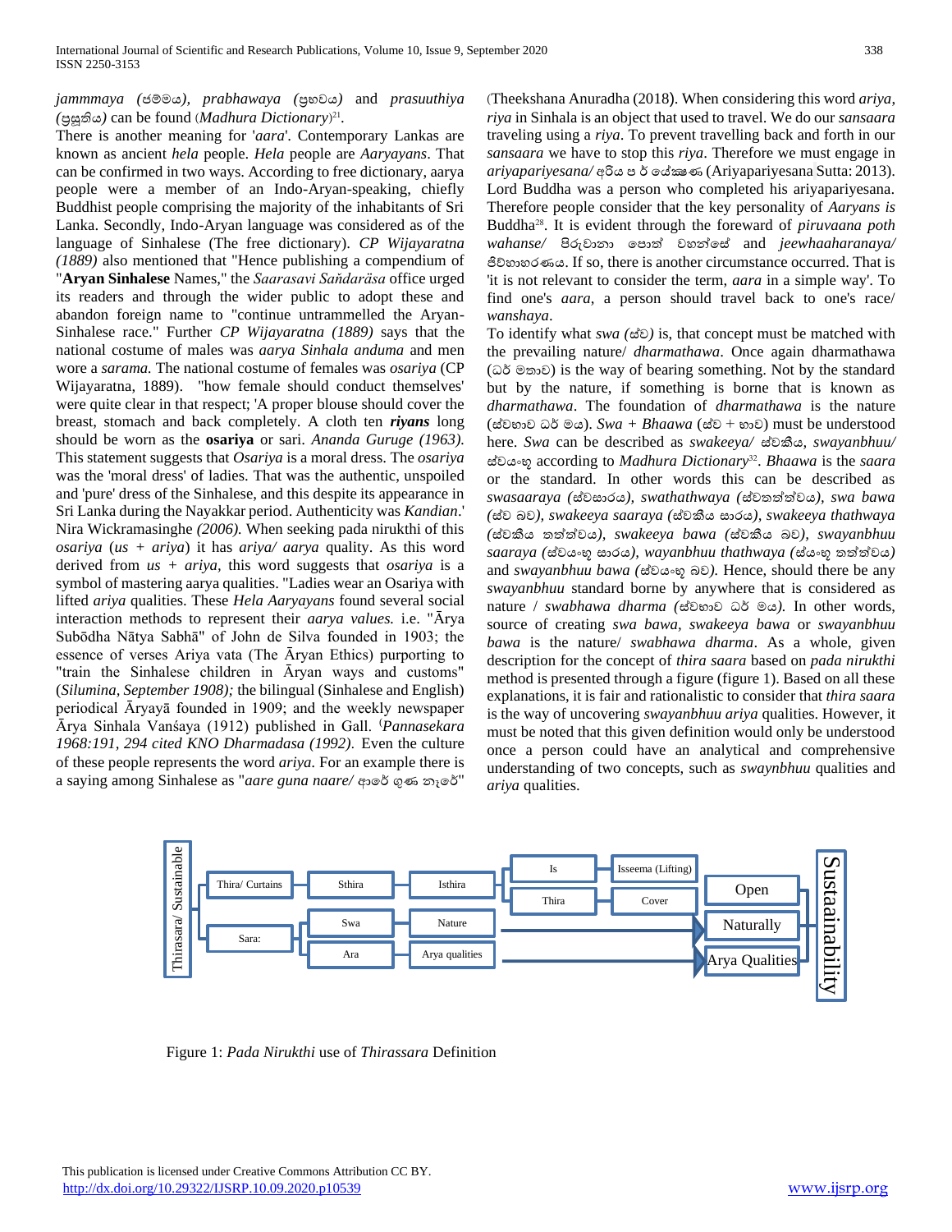*jammmaya (ජම්මය), prabhawaya (ප්‍රභවය)* and *prasuuthiya (ප්‍රසූතිය)* can be found (*Madhura Dictionary*)[21].

There is another meaning for '*aara*'. Contemporary Lankas are known as ancient *hela* people. *Hela* people are *Aaryayans*. That can be confirmed in two ways. According to free dictionary, aarya people were a member of an Indo-Aryan-speaking, chiefly Buddhist people comprising the majority of the inhabitants of Sri Lanka. Secondly, Indo-Aryan language was considered as of the language of Sinhalese (The free dictionary). *CP Wijayaratna (1889)* also mentioned that "Hence publishing a compendium of "**Aryan Sinhalese** Names," the *Saarasavi Sañdaräsa* office urged its readers and through the wider public to adopt these and abandon foreign name to "continue untrammelled the Aryan-Sinhalese race." Further *CP Wijayaratna (1889)* says that the national costume of males was *aarya Sinhala anduma* and men wore a *sarama.* The national costume of females was *osariya* (CP Wijayaratna, 1889). "how female should conduct themselves' were quite clear in that respect; 'A proper blouse should cover the breast, stomach and back completely. A cloth ten ***riyans*** long should be worn as the **osariya** or sari. *Ananda Guruge (1963).* This statement suggests that *Osariya* is a moral dress. The *osariya* was the 'moral dress' of ladies. That was the authentic, unspoiled and 'pure' dress of the Sinhalese, and this despite its appearance in Sri Lanka during the Nayakkar period. Authenticity was *Kandian*.' Nira Wickramasinghe *(2006).* When seeking pada nirukthi of this *osariya* (*us + ariya*) it has *ariya/ aarya* quality. As this word derived from *us + ariya,* this word suggests that *osariya* is a symbol of mastering aarya qualities. "Ladies wear an Osariya with lifted *ariya* qualities. These *Hela Aaryayans* found several social interaction methods to represent their *aarya values.* i.e. "Ārya Subōdha Nātya Sabhā" of John de Silva founded in 1903; the essence of verses Ariya vata (The Āryan Ethics) purporting to "train the Sinhalese children in Āryan ways and customs" (*Silumina, September 1908);* the bilingual (Sinhalese and English) periodical Āryayā founded in 1909; and the weekly newspaper Ārya Sinhala Vanśaya (1912) published in Gall. (*Pannasekara 1968:191, 294 cited KNO Dharmadasa (1992).* Even the culture of these people represents the word *ariya.* For an example there is a saying among Sinhalese as "*aare guna naare/* ආරේ ගුණ නැරේ" (Theekshana Anuradha (2018). When considering this word *ariya*, *riya* in Sinhala is an object that used to travel. We do our *sansaara* traveling using a *riya*. To prevent travelling back and forth in our *sansaara* we have to stop this *riya*. Therefore we must engage in *ariyapariyesana/* අරිය ප ර් යේසණ (Ariyapariyesana Sutta: 2013). Lord Buddha was a person who completed his ariyapariyesana. Therefore people consider that the key personality of *Aaryans is* Buddha[28]. It is evident through the foreward of *piruvaana poth wahanse/* පිරුවානා පොත් වහන්සේ and *jeewhaaharanaya/* ජීව්හාහරණය. If so, there is another circumstance occurred. That is 'it is not relevant to consider the term, *aara* in a simple way'. To find one's *aara*, a person should travel back to one's race/ *wanshaya*.

To identify what *swa (ස්ව)* is, that concept must be matched with the prevailing nature/ *dharmathawa*. Once again dharmathawa (ධර් මතාව) is the way of bearing something. Not by the standard but by the nature, if something is borne that is known as *dharmathawa*. The foundation of *dharmathawa* is the nature (ස්වභාව ධර් මය). *Swa + Bhaawa* (ස්ව + භාව) must be understood here. *Swa* can be described as *swakeeya/ ස්වකීය, swayanbhuu/* ස්වයංභූ according to *Madhura Dictionary*[32]. *Bhaawa* is the *saara* or the standard. In other words this can be described as *swasaaraya (ස්වසාරය), swathathwaya (ස්වතත්ත්වය), swa bawa (ස්ව බව), swakeeya saaraya (ස්වකීය සාරය), swakeeya thathwaya (ස්වකීය තත්ත්වය), swakeeya bawa (ස්වකීය බව), swayanbhuu saaraya (ස්වයංභූ සාරය), wayanbhuu thathwaya (ස්යංභූ තත්ත්වය)* and *swayanbhuu bawa (ස්වයංභූ බව).* Hence, should there be any *swayanbhuu* standard borne by anywhere that is considered as nature / *swabhawa dharma (ස්වභාව ධර් මය).* In other words, source of creating *swa bawa, swakeeya bawa* or *swayanbhuu bawa* is the nature/ *swabhawa dharma*. As a whole, given description for the concept of *thira saara* based on *pada nirukthi* method is presented through a figure (figure 1). Based on all these explanations, it is fair and rationalistic to consider that *thira saara* is the way of uncovering *swayanbhuu ariya* qualities. However, it must be noted that this given definition would only be understood once a person could have an analytical and comprehensive understanding of two concepts, such as *swaynbhuu* qualities and *ariya* qualities.

Thirasara/ Sustainable → Thira/ Curtains → Sthira → Isthira → Is → Isseema (Lifting) → Open; Isthira → Thira → Cover → Open
Thirasara/ Sustainable → Sara: → Swa → Nature → Naturally; Sara: → Ara → Arya qualities → Arya Qualities
Open / Naturally / Arya Qualities → Sustaainability

Figure 1: *Pada Nirukthi* use of *Thirassara* Definition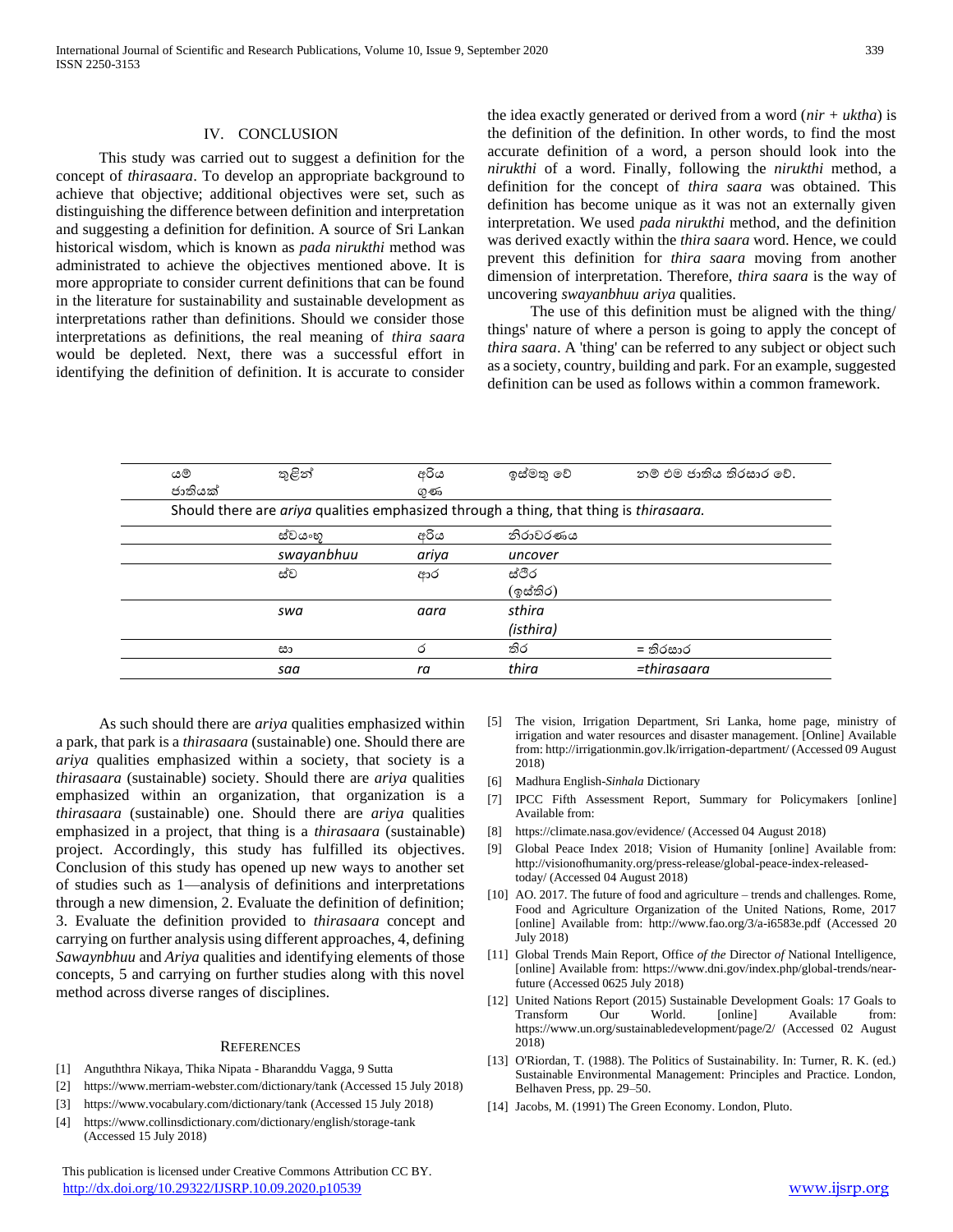## IV. CONCLUSION

This study was carried out to suggest a definition for the concept of *thirasaara*. To develop an appropriate background to achieve that objective; additional objectives were set, such as distinguishing the difference between definition and interpretation and suggesting a definition for definition. A source of Sri Lankan historical wisdom, which is known as *pada nirukthi* method was administrated to achieve the objectives mentioned above. It is more appropriate to consider current definitions that can be found in the literature for sustainability and sustainable development as interpretations rather than definitions. Should we consider those interpretations as definitions, the real meaning of *thira saara* would be depleted. Next, there was a successful effort in identifying the definition of definition. It is accurate to consider the idea exactly generated or derived from a word (*nir* + *uktha*) is the definition of the definition. In other words, to find the most accurate definition of a word, a person should look into the *nirukthi* of a word. Finally, following the *nirukthi* method, a definition for the concept of *thira saara* was obtained. This definition has become unique as it was not an externally given interpretation. We used *pada nirukthi* method, and the definition was derived exactly within the *thira saara* word. Hence, we could prevent this definition for *thira saara* moving from another dimension of interpretation. Therefore, *thira saara* is the way of uncovering *swayanbhuu ariya* qualities.

The use of this definition must be aligned with the thing/ things' nature of where a person is going to apply the concept of *thira saara*. A 'thing' can be referred to any subject or object such as a society, country, building and park. For an example, suggested definition can be used as follows within a common framework.

| යම් ජාතියක් | තුළින් | අරිය ගුණ | ඉස්මතු වේ | නම් එම ජාතිය තිරසාර වේ. |
|---|---|---|---|---|
| Should there are *ariya* qualities emphasized through a thing, that thing is *thirasaara.* | | | | |
| | ස්වයංභූ | අරිය | නිරාවරණය | |
| | swayanbhuu | ariya | uncover | |
| | ස්ව | ආර | ස්ථිර (ඉස්තිර) | |
| | swa | aara | sthira (isthira) | |
| | සා | ර | තිර | = තිරසාර |
| | saa | ra | thira | =thirasaara |

As such should there are *ariya* qualities emphasized within a park, that park is a *thirasaara* (sustainable) one. Should there are *ariya* qualities emphasized within a society, that society is a *thirasaara* (sustainable) society. Should there are *ariya* qualities emphasized within an organization, that organization is a *thirasaara* (sustainable) one. Should there are *ariya* qualities emphasized in a project, that thing is a *thirasaara* (sustainable) project. Accordingly, this study has fulfilled its objectives. Conclusion of this study has opened up new ways to another set of studies such as 1—analysis of definitions and interpretations through a new dimension, 2. Evaluate the definition of definition; 3. Evaluate the definition provided to *thirasaara* concept and carrying on further analysis using different approaches, 4, defining *Sawaynbhuu* and *Ariya* qualities and identifying elements of those concepts, 5 and carrying on further studies along with this novel method across diverse ranges of disciplines.

### REFERENCES

[1] Anguththra Nikaya, Thika Nipata - Bharanddu Vagga, 9 Sutta
[2] https://www.merriam-webster.com/dictionary/tank (Accessed 15 July 2018)
[3] https://www.vocabulary.com/dictionary/tank (Accessed 15 July 2018)
[4] https://www.collinsdictionary.com/dictionary/english/storage-tank (Accessed 15 July 2018)
[5] The vision, Irrigation Department, Sri Lanka, home page, ministry of irrigation and water resources and disaster management. [Online] Available from: http://irrigationmin.gov.lk/irrigation-department/ (Accessed 09 August 2018)
[6] Madhura English-*Sinhala* Dictionary
[7] IPCC Fifth Assessment Report, Summary for Policymakers [online] Available from:
[8] https://climate.nasa.gov/evidence/ (Accessed 04 August 2018)
[9] Global Peace Index 2018; Vision of Humanity [online] Available from: http://visionofhumanity.org/press-release/global-peace-index-released-today/ (Accessed 04 August 2018)
[10] AO. 2017. The future of food and agriculture – trends and challenges. Rome, Food and Agriculture Organization of the United Nations, Rome, 2017 [online] Available from: http://www.fao.org/3/a-i6583e.pdf (Accessed 20 July 2018)
[11] Global Trends Main Report, Office *of the* Director *of* National Intelligence, [online] Available from: https://www.dni.gov/index.php/global-trends/near-future (Accessed 0625 July 2018)
[12] United Nations Report (2015) Sustainable Development Goals: 17 Goals to Transform Our World. [online] Available from: https://www.un.org/sustainabledevelopment/page/2/ (Accessed 02 August 2018)
[13] O'Riordan, T. (1988). The Politics of Sustainability. In: Turner, R. K. (ed.) Sustainable Environmental Management: Principles and Practice. London, Belhaven Press, pp. 29–50.
[14] Jacobs, M. (1991) The Green Economy. London, Pluto.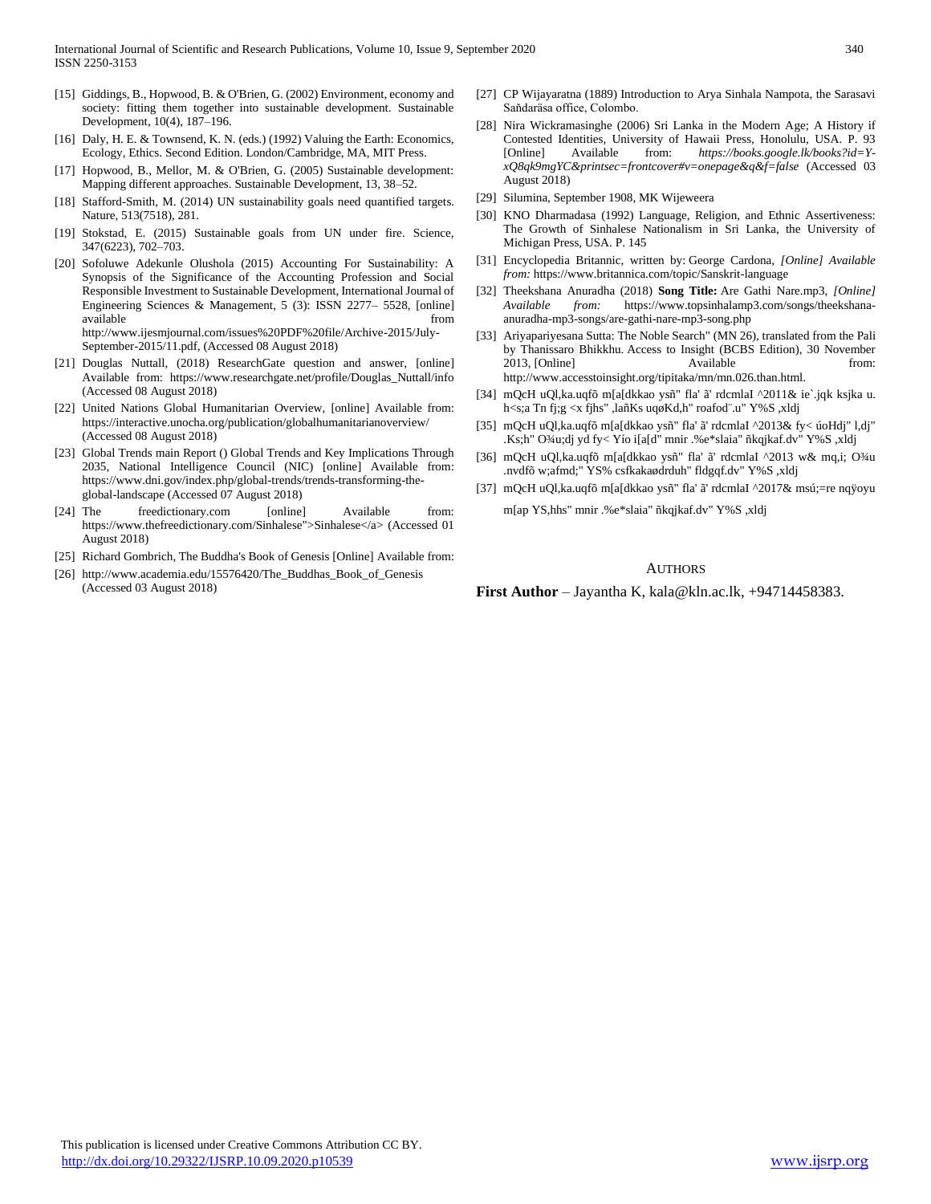[15] Giddings, B., Hopwood, B. & O'Brien, G. (2002) Environment, economy and society: fitting them together into sustainable development. Sustainable Development, 10(4), 187–196.

[16] Daly, H. E. & Townsend, K. N. (eds.) (1992) Valuing the Earth: Economics, Ecology, Ethics. Second Edition. London/Cambridge, MA, MIT Press.

[17] Hopwood, B., Mellor, M. & O'Brien, G. (2005) Sustainable development: Mapping different approaches. Sustainable Development, 13, 38–52.

[18] Stafford-Smith, M. (2014) UN sustainability goals need quantified targets. Nature, 513(7518), 281.

[19] Stokstad, E. (2015) Sustainable goals from UN under fire. Science, 347(6223), 702–703.

[20] Sofoluwe Adekunle Olushola (2015) Accounting For Sustainability: A Synopsis of the Significance of the Accounting Profession and Social Responsible Investment to Sustainable Development, International Journal of Engineering Sciences & Management, 5 (3): ISSN 2277– 5528, [online] available from http://www.ijesmjournal.com/issues%20PDF%20file/Archive-2015/July-September-2015/11.pdf, (Accessed 08 August 2018)

[21] Douglas Nuttall, (2018) ResearchGate question and answer, [online] Available from: https://www.researchgate.net/profile/Douglas_Nuttall/info (Accessed 08 August 2018)

[22] United Nations Global Humanitarian Overview, [online] Available from: https://interactive.unocha.org/publication/globalhumanitarianoverview/ (Accessed 08 August 2018)

[23] Global Trends main Report () Global Trends and Key Implications Through 2035, National Intelligence Council (NIC) [online] Available from: https://www.dni.gov/index.php/global-trends/trends-transforming-the-global-landscape (Accessed 07 August 2018)

[24] The freedictionary.com [online] Available from: https://www.thefreedictionary.com/Sinhalese">Sinhalese</a> (Accessed 01 August 2018)

[25] Richard Gombrich, The Buddha's Book of Genesis [Online] Available from:

[26] http://www.academia.edu/15576420/The_Buddhas_Book_of_Genesis (Accessed 03 August 2018)

[27] CP Wijayaratna (1889) Introduction to Arya Sinhala Nampota, the Sarasavi Sañdaräsa office, Colombo.

[28] Nira Wickramasinghe (2006) Sri Lanka in the Modern Age; A History if Contested Identities, University of Hawaii Press, Honolulu, USA. P. 93 [Online] Available from: *https://books.google.lk/books?id=Y-xQ8qk9mgYC&printsec=frontcover#v=onepage&q&f=false* (Accessed 03 August 2018)

[29] Silumina, September 1908, MK Wijeweera

[30] KNO Dharmadasa (1992) Language, Religion, and Ethnic Assertiveness: The Growth of Sinhalese Nationalism in Sri Lanka, the University of Michigan Press, USA. P. 145

[31] Encyclopedia Britannic, written by: George Cardona, *[Online] Available from:* https://www.britannica.com/topic/Sanskrit-language

[32] Theekshana Anuradha (2018) **Song Title:** Are Gathi Nare.mp3, *[Online] Available from:* https://www.topsinhalamp3.com/songs/theekshana-anuradha-mp3-songs/are-gathi-nare-mp3-song.php

[33] Ariyapariyesana Sutta: The Noble Search" (MN 26), translated from the Pali by Thanissaro Bhikkhu. Access to Insight (BCBS Edition), 30 November 2013, [Online] Available from: http://www.accesstoinsight.org/tipitaka/mn/mn.026.than.html.

[34] mQcH uQl,ka.uqfõ m[a[dkkao ysñ" fla' ã' rdcmlaI ^2011& ie`.jqk ksjka u. h<s;a Tn fj;g <x fjhs" ,lañKs uqøKd,h" roafod¨.u" Y%S ,xldj

[35] mQcH uQl,ka.uqfõ m[a[dkkao ysñ" fla' ã' rdcmlaI ^2013& fy< úoHdj" l,dj" .Ks;h" O¾u;dj yd fy< Yío i[a[d" mnir .%e*slaia" ñkqjkaf.dv" Y%S ,xldj

[36] mQcH uQl,ka.uqfõ m[a[dkkao ysñ" fla' ã' rdcmlaI ^2013 w& mq,i; O¾u .nvdfõ w;afmd;" YS% csfkakaødrduh" fldgqf.dv" Y%S ,xldj

[37] mQcH uQl,ka.uqfõ m[a[dkkao ysñ" fla' ã' rdcmlaI ^2017& msú;=re nqÿoyu m[ap YS,hhs" mnir .%e*slaia" ñkqjkaf.dv" Y%S ,xldj

## AUTHORS

**First Author** – Jayantha K, kala@kln.ac.lk, +94714458383.